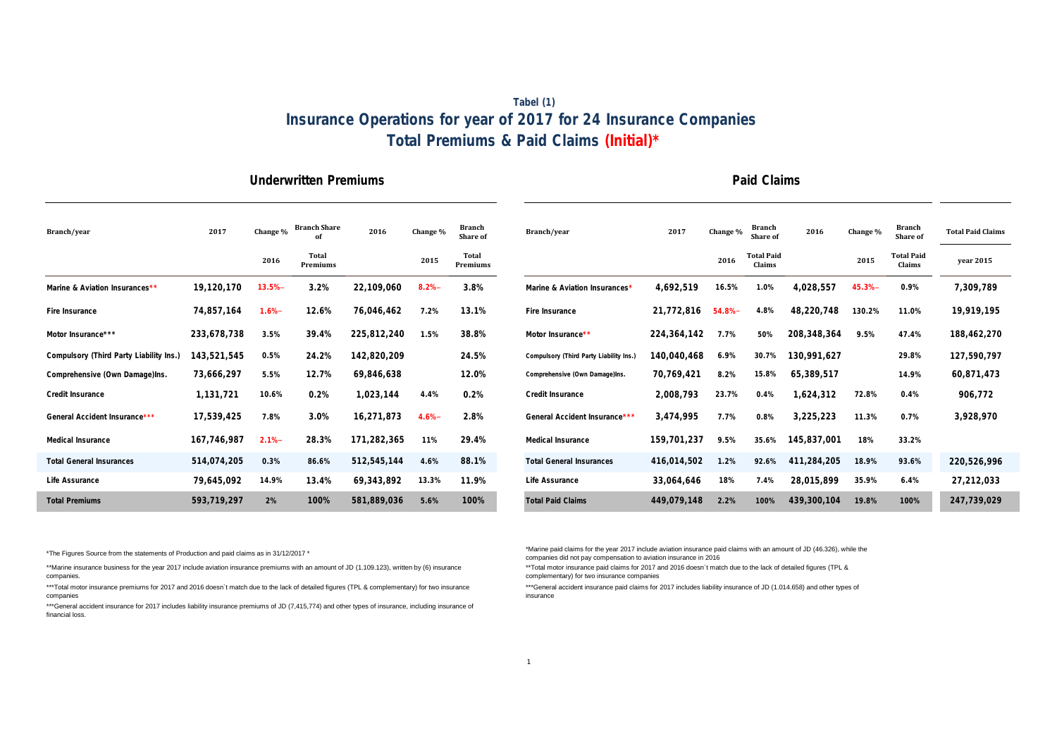### Tabel (1)

## Insurance Operations for year of 2017 for 24 Insurance Companies

## Total Premiums & Paid Claims (Initial)*

### Underwritten Premiums

| Branch/year | 2017 | Change % | Branch Share of | 2016 | Change % | Branch Share of |
|---|---|---|---|---|---|---|
| | | 2016 | Total Premiums | | 2015 | Total Premiums |
| Marine & Aviation Insurances** | 19,120,170 | 13.5%– | 3.2% | 22,109,060 | 8.2%– | 3.8% |
| Fire Insurance | 74,857,164 | 1.6%– | 12.6% | 76,046,462 | 7.2% | 13.1% |
| Motor Insurance*** | 233,678,738 | 3.5% | 39.4% | 225,812,240 | 1.5% | 38.8% |
| Compulsory (Third Party Liability Ins.) | 143,521,545 | 0.5% | 24.2% | 142,820,209 | | 24.5% |
| Comprehensive (Own Damage)Ins. | 73,666,297 | 5.5% | 12.7% | 69,846,638 | | 12.0% |
| Credit Insurance | 1,131,721 | 10.6% | 0.2% | 1,023,144 | 4.4% | 0.2% |
| General Accident Insurance*** | 17,539,425 | 7.8% | 3.0% | 16,271,873 | 4.6%– | 2.8% |
| Medical Insurance | 167,746,987 | 2.1%– | 28.3% | 171,282,365 | 11% | 29.4% |
| Total General Insurances | 514,074,205 | 0.3% | 86.6% | 512,545,144 | 4.6% | 88.1% |
| Life Assurance | 79,645,092 | 14.9% | 13.4% | 69,343,892 | 13.3% | 11.9% |
| Total Premiums | 593,719,297 | 2% | 100% | 581,889,036 | 5.6% | 100% |

*The Figures Source from the statements of Production and paid claims as in 31/12/2017 *

**Marine insurance business for the year 2017 include aviation insurance premiums with an amount of JD (1.109.123), written by (6) insurance companies.

***Total motor insurance premiums for 2017 and 2016 doesn`t match due to the lack of detailed figures (TPL & complementary) for two insurance companies

***General accident insurance for 2017 includes liability insurance premiums of JD (7,415,774) and other types of insurance, including insurance of financial loss.

### Paid Claims

| Branch/year | 2017 | Change % | Branch Share of | 2016 | Change % | Branch Share of | Total Paid Claims |
|---|---|---|---|---|---|---|---|
| | | 2016 | Total Paid Claims | | 2015 | Total Paid Claims | year 2015 |
| Marine & Aviation Insurances* | 4,692,519 | 16.5% | 1.0% | 4,028,557 | 45.3%– | 0.9% | 7,309,789 |
| Fire Insurance | 21,772,816 | 54.8%– | 4.8% | 48,220,748 | 130.2% | 11.0% | 19,919,195 |
| Motor Insurance** | 224,364,142 | 7.7% | 50% | 208,348,364 | 9.5% | 47.4% | 188,462,270 |
| Compulsory (Third Party Liability Ins.) | 140,040,468 | 6.9% | 30.7% | 130,991,627 | | 29.8% | 127,590,797 |
| Comprehensive (Own Damage)Ins. | 70,769,421 | 8.2% | 15.8% | 65,389,517 | | 14.9% | 60,871,473 |
| Credit Insurance | 2,008,793 | 23.7% | 0.4% | 1,624,312 | 72.8% | 0.4% | 906,772 |
| General Accident Insurance*** | 3,474,995 | 7.7% | 0.8% | 3,225,223 | 11.3% | 0.7% | 3,928,970 |
| Medical Insurance | 159,701,237 | 9.5% | 35.6% | 145,837,001 | 18% | 33.2% | |
| Total General Insurances | 416,014,502 | 1.2% | 92.6% | 411,284,205 | 18.9% | 93.6% | 220,526,996 |
| Life Assurance | 33,064,646 | 18% | 7.4% | 28,015,899 | 35.9% | 6.4% | 27,212,033 |
| Total Paid Claims | 449,079,148 | 2.2% | 100% | 439,300,104 | 19.8% | 100% | 247,739,029 |

*Marine paid claims for the year 2017 include aviation insurance paid claims with an amount of JD (46.326), while the companies did not pay compensation to aviation insurance in 2016

**Total motor insurance paid claims for 2017 and 2016 doesn`t match due to the lack of detailed figures (TPL & complementary) for two insurance companies

***General accident insurance paid claims for 2017 includes liability insurance of JD (1.014.658) and other types of insurance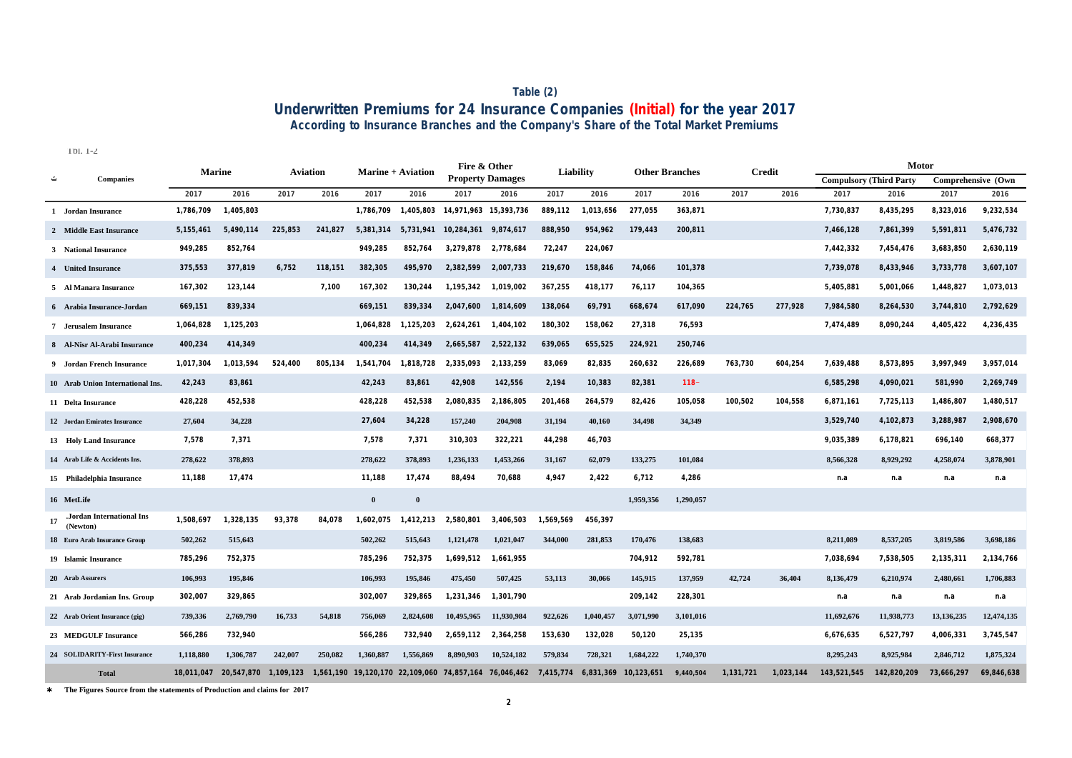## Table (2)

# Underwritten Premiums for 24 Insurance Companies (Initial) for the year 2017

### According to Insurance Branches and the Company's Share of the Total Market Premiums

Tbl. 1-2

| ت | Companies | Marine | | Aviation | | Marine + Aviation | | Fire & Other Property Damages | | Liability | | Other Branches | | Credit | | Motor | | | |
|---|---|---|---|---|---|---|---|---|---|---|---|---|---|---|---|---|---|---|---|
| | | | | | | | | | | | | | | | | Compulsory (Third Party | | Comprehensive (Own | |
| | | 2017 | 2016 | 2017 | 2016 | 2017 | 2016 | 2017 | 2016 | 2017 | 2016 | 2017 | 2016 | 2017 | 2016 | 2017 | 2016 | 2017 | 2016 |
| 1 | Jordan Insurance | 1,786,709 | 1,405,803 | | | 1,786,709 | 1,405,803 | 14,971,963 | 15,393,736 | 889,112 | 1,013,656 | 277,055 | 363,871 | | | 7,730,837 | 8,435,295 | 8,323,016 | 9,232,534 |
| 2 | Middle East Insurance | 5,155,461 | 5,490,114 | 225,853 | 241,827 | 5,381,314 | 5,731,941 | 10,284,361 | 9,874,617 | 888,950 | 954,962 | 179,443 | 200,811 | | | 7,466,128 | 7,861,399 | 5,591,811 | 5,476,732 |
| 3 | National Insurance | 949,285 | 852,764 | | | 949,285 | 852,764 | 3,279,878 | 2,778,684 | 72,247 | 224,067 | | | | | 7,442,332 | 7,454,476 | 3,683,850 | 2,630,119 |
| 4 | United Insurance | 375,553 | 377,819 | 6,752 | 118,151 | 382,305 | 495,970 | 2,382,599 | 2,007,733 | 219,670 | 158,846 | 74,066 | 101,378 | | | 7,739,078 | 8,433,946 | 3,733,778 | 3,607,107 |
| 5 | Al Manara Insurance | 167,302 | 123,144 | | 7,100 | 167,302 | 130,244 | 1,195,342 | 1,019,002 | 367,255 | 418,177 | 76,117 | 104,365 | | | 5,405,881 | 5,001,066 | 1,448,827 | 1,073,013 |
| 6 | Arabia Insurance-Jordan | 669,151 | 839,334 | | | 669,151 | 839,334 | 2,047,600 | 1,814,609 | 138,064 | 69,791 | 668,674 | 617,090 | 224,765 | 277,928 | 7,984,580 | 8,264,530 | 3,744,810 | 2,792,629 |
| 7 | Jerusalem Insurance | 1,064,828 | 1,125,203 | | | 1,064,828 | 1,125,203 | 2,624,261 | 1,404,102 | 180,302 | 158,062 | 27,318 | 76,593 | | | 7,474,489 | 8,090,244 | 4,405,422 | 4,236,435 |
| 8 | Al-Nisr Al-Arabi Insurance | 400,234 | 414,349 | | | 400,234 | 414,349 | 2,665,587 | 2,522,132 | 639,065 | 655,525 | 224,921 | 250,746 | | | | | | |
| 9 | Jordan French Insurance | 1,017,304 | 1,013,594 | 524,400 | 805,134 | 1,541,704 | 1,818,728 | 2,335,093 | 2,133,259 | 83,069 | 82,835 | 260,632 | 226,689 | 763,730 | 604,254 | 7,639,488 | 8,573,895 | 3,997,949 | 3,957,014 |
| 10 | Arab Union International Ins. | 42,243 | 83,861 | | | 42,243 | 83,861 | 42,908 | 142,556 | 2,194 | 10,383 | 82,381 | 118- | | | 6,585,298 | 4,090,021 | 581,990 | 2,269,749 |
| 11 | Delta Insurance | 428,228 | 452,538 | | | 428,228 | 452,538 | 2,080,835 | 2,186,805 | 201,468 | 264,579 | 82,426 | 105,058 | 100,502 | 104,558 | 6,871,161 | 7,725,113 | 1,486,807 | 1,480,517 |
| 12 | Jordan Emirates Insurance | 27,604 | 34,228 | | | 27,604 | 34,228 | 157,240 | 204,908 | 31,194 | 40,160 | 34,498 | 34,349 | | | 3,529,740 | 4,102,873 | 3,288,987 | 2,908,670 |
| 13 | Holy Land Insurance | 7,578 | 7,371 | | | 7,578 | 7,371 | 310,303 | 322,221 | 44,298 | 46,703 | | | | | 9,035,389 | 6,178,821 | 696,140 | 668,377 |
| 14 | Arab Life & Accidents Ins. | 278,622 | 378,893 | | | 278,622 | 378,893 | 1,236,133 | 1,453,266 | 31,167 | 62,079 | 133,275 | 101,084 | | | 8,566,328 | 8,929,292 | 4,258,074 | 3,878,901 |
| 15 | Philadelphia Insurance | 11,188 | 17,474 | | | 11,188 | 17,474 | 88,494 | 70,688 | 4,947 | 2,422 | 6,712 | 4,286 | | | n.a | n.a | n.a | n.a |
| 16 | MetLife | | | | | 0 | 0 | | | | | 1,959,356 | 1,290,057 | | | | | | |
| 17 | .Jordan International Ins (Newton) | 1,508,697 | 1,328,135 | 93,378 | 84,078 | 1,602,075 | 1,412,213 | 2,580,801 | 3,406,503 | 1,569,569 | 456,397 | | | | | | | | |
| 18 | Euro Arab Insurance Group | 502,262 | 515,643 | | | 502,262 | 515,643 | 1,121,478 | 1,021,047 | 344,000 | 281,853 | 170,476 | 138,683 | | | 8,211,089 | 8,537,205 | 3,819,586 | 3,698,186 |
| 19 | Islamic Insurance | 785,296 | 752,375 | | | 785,296 | 752,375 | 1,699,512 | 1,661,955 | | | 704,912 | 592,781 | | | 7,038,694 | 7,538,505 | 2,135,311 | 2,134,766 |
| 20 | Arab Assurers | 106,993 | 195,846 | | | 106,993 | 195,846 | 475,450 | 507,425 | 53,113 | 30,066 | 145,915 | 137,959 | 42,724 | 36,404 | 8,136,479 | 6,210,974 | 2,480,661 | 1,706,883 |
| 21 | Arab Jordanian Ins. Group | 302,007 | 329,865 | | | 302,007 | 329,865 | 1,231,346 | 1,301,790 | | | 209,142 | 228,301 | | | n.a | n.a | n.a | n.a |
| 22 | Arab Orient Insurance (gig) | 739,336 | 2,769,790 | 16,733 | 54,818 | 756,069 | 2,824,608 | 10,495,965 | 11,930,984 | 922,626 | 1,040,457 | 3,071,990 | 3,101,016 | | | 11,692,676 | 11,938,773 | 13,136,235 | 12,474,135 |
| 23 | MEDGULF Insurance | 566,286 | 732,940 | | | 566,286 | 732,940 | 2,659,112 | 2,364,258 | 153,630 | 132,028 | 50,120 | 25,135 | | | 6,676,635 | 6,527,797 | 4,006,331 | 3,745,547 |
| 24 | SOLIDARITY-First Insurance | 1,118,880 | 1,306,787 | 242,007 | 250,082 | 1,360,887 | 1,556,869 | 8,890,903 | 10,524,182 | 579,834 | 728,321 | 1,684,222 | 1,740,370 | | | 8,295,243 | 8,925,984 | 2,846,712 | 1,875,324 |
| | Total | 18,011,047 | 20,547,870 | 1,109,123 | 1,561,190 | 19,120,170 | 22,109,060 | 74,857,164 | 76,046,462 | 7,415,774 | 6,831,369 | 10,123,651 | 9,440,504 | 1,131,721 | 1,023,144 | 143,521,545 | 142,820,209 | 73,666,297 | 69,846,638 |

* The Figures Source from the statements of Production and claims for 2017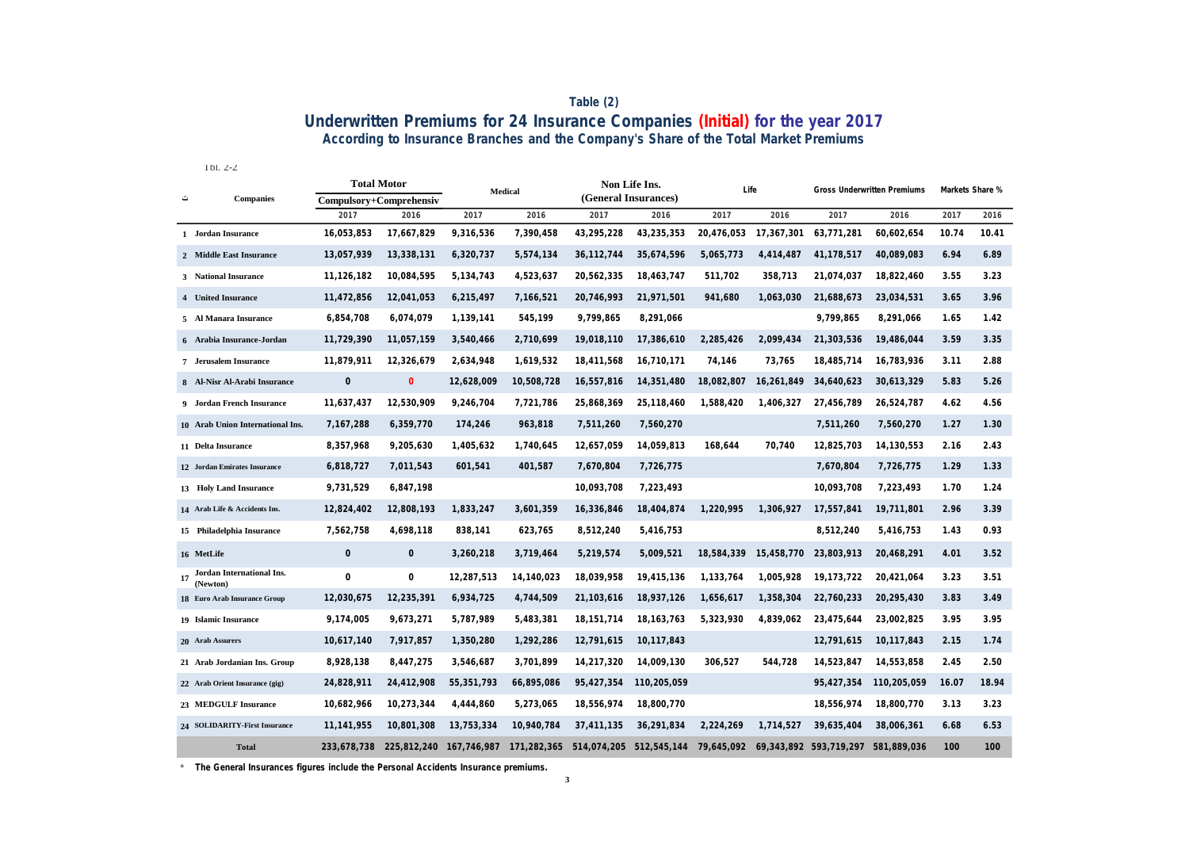# Table (2)

## Underwritten Premiums for 24 Insurance Companies (Initial) for the year 2017

### According to Insurance Branches and the Company's Share of the Total Market Premiums

Tbl. 2-2

| ت | Companies | Total Motor Compulsory+Comprehensiv | | Medical | | Non Life Ins. (General Insurances) | | Life | | Gross Underwritten Premiums | | Markets Share % | |
|---|---|---|---|---|---|---|---|---|---|---|---|---|---|
| | | 2017 | 2016 | 2017 | 2016 | 2017 | 2016 | 2017 | 2016 | 2017 | 2016 | 2017 | 2016 |
| 1 | Jordan Insurance | 16,053,853 | 17,667,829 | 9,316,536 | 7,390,458 | 43,295,228 | 43,235,353 | 20,476,053 | 17,367,301 | 63,771,281 | 60,602,654 | 10.74 | 10.41 |
| 2 | Middle East Insurance | 13,057,939 | 13,338,131 | 6,320,737 | 5,574,134 | 36,112,744 | 35,674,596 | 5,065,773 | 4,414,487 | 41,178,517 | 40,089,083 | 6.94 | 6.89 |
| 3 | National Insurance | 11,126,182 | 10,084,595 | 5,134,743 | 4,523,637 | 20,562,335 | 18,463,747 | 511,702 | 358,713 | 21,074,037 | 18,822,460 | 3.55 | 3.23 |
| 4 | United Insurance | 11,472,856 | 12,041,053 | 6,215,497 | 7,166,521 | 20,746,993 | 21,971,501 | 941,680 | 1,063,030 | 21,688,673 | 23,034,531 | 3.65 | 3.96 |
| 5 | Al Manara Insurance | 6,854,708 | 6,074,079 | 1,139,141 | 545,199 | 9,799,865 | 8,291,066 | | | 9,799,865 | 8,291,066 | 1.65 | 1.42 |
| 6 | Arabia Insurance-Jordan | 11,729,390 | 11,057,159 | 3,540,466 | 2,710,699 | 19,018,110 | 17,386,610 | 2,285,426 | 2,099,434 | 21,303,536 | 19,486,044 | 3.59 | 3.35 |
| 7 | Jerusalem Insurance | 11,879,911 | 12,326,679 | 2,634,948 | 1,619,532 | 18,411,568 | 16,710,171 | 74,146 | 73,765 | 18,485,714 | 16,783,936 | 3.11 | 2.88 |
| 8 | Al-Nisr Al-Arabi Insurance | 0 | 0 | 12,628,009 | 10,508,728 | 16,557,816 | 14,351,480 | 18,082,807 | 16,261,849 | 34,640,623 | 30,613,329 | 5.83 | 5.26 |
| 9 | Jordan French Insurance | 11,637,437 | 12,530,909 | 9,246,704 | 7,721,786 | 25,868,369 | 25,118,460 | 1,588,420 | 1,406,327 | 27,456,789 | 26,524,787 | 4.62 | 4.56 |
| 10 | Arab Union International Ins. | 7,167,288 | 6,359,770 | 174,246 | 963,818 | 7,511,260 | 7,560,270 | | | 7,511,260 | 7,560,270 | 1.27 | 1.30 |
| 11 | Delta Insurance | 8,357,968 | 9,205,630 | 1,405,632 | 1,740,645 | 12,657,059 | 14,059,813 | 168,644 | 70,740 | 12,825,703 | 14,130,553 | 2.16 | 2.43 |
| 12 | Jordan Emirates Insurance | 6,818,727 | 7,011,543 | 601,541 | 401,587 | 7,670,804 | 7,726,775 | | | 7,670,804 | 7,726,775 | 1.29 | 1.33 |
| 13 | Holy Land Insurance | 9,731,529 | 6,847,198 | | | 10,093,708 | 7,223,493 | | | 10,093,708 | 7,223,493 | 1.70 | 1.24 |
| 14 | Arab Life & Accidents Ins. | 12,824,402 | 12,808,193 | 1,833,247 | 3,601,359 | 16,336,846 | 18,404,874 | 1,220,995 | 1,306,927 | 17,557,841 | 19,711,801 | 2.96 | 3.39 |
| 15 | Philadelphia Insurance | 7,562,758 | 4,698,118 | 838,141 | 623,765 | 8,512,240 | 5,416,753 | | | 8,512,240 | 5,416,753 | 1.43 | 0.93 |
| 16 | MetLife | 0 | 0 | 3,260,218 | 3,719,464 | 5,219,574 | 5,009,521 | 18,584,339 | 15,458,770 | 23,803,913 | 20,468,291 | 4.01 | 3.52 |
| 17 | Jordan International Ins. (Newton) | 0 | 0 | 12,287,513 | 14,140,023 | 18,039,958 | 19,415,136 | 1,133,764 | 1,005,928 | 19,173,722 | 20,421,064 | 3.23 | 3.51 |
| 18 | Euro Arab Insurance Group | 12,030,675 | 12,235,391 | 6,934,725 | 4,744,509 | 21,103,616 | 18,937,126 | 1,656,617 | 1,358,304 | 22,760,233 | 20,295,430 | 3.83 | 3.49 |
| 19 | Islamic Insurance | 9,174,005 | 9,673,271 | 5,787,989 | 5,483,381 | 18,151,714 | 18,163,763 | 5,323,930 | 4,839,062 | 23,475,644 | 23,002,825 | 3.95 | 3.95 |
| 20 | Arab Assurers | 10,617,140 | 7,917,857 | 1,350,280 | 1,292,286 | 12,791,615 | 10,117,843 | | | 12,791,615 | 10,117,843 | 2.15 | 1.74 |
| 21 | Arab Jordanian Ins. Group | 8,928,138 | 8,447,275 | 3,546,687 | 3,701,899 | 14,217,320 | 14,009,130 | 306,527 | 544,728 | 14,523,847 | 14,553,858 | 2.45 | 2.50 |
| 22 | Arab Orient Insurance (gig) | 24,828,911 | 24,412,908 | 55,351,793 | 66,895,086 | 95,427,354 | 110,205,059 | | | 95,427,354 | 110,205,059 | 16.07 | 18.94 |
| 23 | MEDGULF Insurance | 10,682,966 | 10,273,344 | 4,444,860 | 5,273,065 | 18,556,974 | 18,800,770 | | | 18,556,974 | 18,800,770 | 3.13 | 3.23 |
| 24 | SOLIDARITY-First Insurance | 11,141,955 | 10,801,308 | 13,753,334 | 10,940,784 | 37,411,135 | 36,291,834 | 2,224,269 | 1,714,527 | 39,635,404 | 38,006,361 | 6.68 | 6.53 |
| | Total | 233,678,738 | 225,812,240 | 167,746,987 | 171,282,365 | 514,074,205 | 512,545,144 | 79,645,092 | 69,343,892 | 593,719,297 | 581,889,036 | 100 | 100 |

* The General Insurances figures include the Personal Accidents Insurance premiums.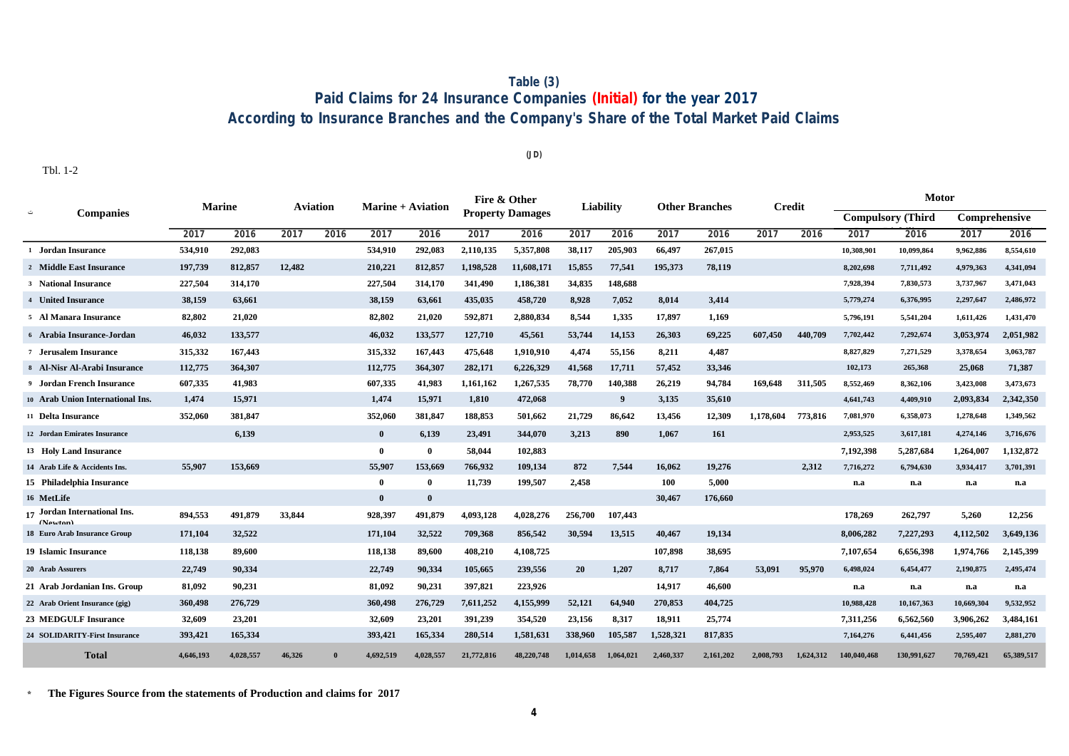# Table (3)
## Paid Claims for 24 Insurance Companies (Initial) for the year 2017
## According to Insurance Branches and the Company's Share of the Total Market Paid Claims

(JD)

Tbl. 1-2

| ت | Companies | Marine | | Aviation | | Marine + Aviation | | Fire & Other Property Damages | | Liability | | Other Branches | | Credit | | Motor | | | |
|---|---|---|---|---|---|---|---|---|---|---|---|---|---|---|---|---|---|---|---|
| | | | | | | | | | | | | | | | | Compulsory (Third | | Comprehensive | |
| | | 2017 | 2016 | 2017 | 2016 | 2017 | 2016 | 2017 | 2016 | 2017 | 2016 | 2017 | 2016 | 2017 | 2016 | 2017 | 2016 | 2017 | 2016 |
| 1 | Jordan Insurance | 534,910 | 292,083 | | | 534,910 | 292,083 | 2,110,135 | 5,357,808 | 38,117 | 205,903 | 66,497 | 267,015 | | | 10,308,901 | 10,099,864 | 9,962,886 | 8,554,610 |
| 2 | Middle East Insurance | 197,739 | 812,857 | 12,482 | | 210,221 | 812,857 | 1,198,528 | 11,608,171 | 15,855 | 77,541 | 195,373 | 78,119 | | | 8,202,698 | 7,711,492 | 4,979,363 | 4,341,094 |
| 3 | National Insurance | 227,504 | 314,170 | | | 227,504 | 314,170 | 341,490 | 1,186,381 | 34,835 | 148,688 | | | | | 7,928,394 | 7,830,573 | 3,737,967 | 3,471,043 |
| 4 | United Insurance | 38,159 | 63,661 | | | 38,159 | 63,661 | 435,035 | 458,720 | 8,928 | 7,052 | 8,014 | 3,414 | | | 5,779,274 | 6,376,995 | 2,297,647 | 2,486,972 |
| 5 | Al Manara Insurance | 82,802 | 21,020 | | | 82,802 | 21,020 | 592,871 | 2,880,834 | 8,544 | 1,335 | 17,897 | 1,169 | | | 5,796,191 | 5,541,204 | 1,611,426 | 1,431,470 |
| 6 | Arabia Insurance-Jordan | 46,032 | 133,577 | | | 46,032 | 133,577 | 127,710 | 45,561 | 53,744 | 14,153 | 26,303 | 69,225 | 607,450 | 440,709 | 7,702,442 | 7,292,674 | 3,053,974 | 2,051,982 |
| 7 | Jerusalem Insurance | 315,332 | 167,443 | | | 315,332 | 167,443 | 475,648 | 1,910,910 | 4,474 | 55,156 | 8,211 | 4,487 | | | 8,827,829 | 7,271,529 | 3,378,654 | 3,063,787 |
| 8 | Al-Nisr Al-Arabi Insurance | 112,775 | 364,307 | | | 112,775 | 364,307 | 282,171 | 6,226,329 | 41,568 | 17,711 | 57,452 | 33,346 | | | 102,173 | 265,368 | 25,068 | 71,387 |
| 9 | Jordan French Insurance | 607,335 | 41,983 | | | 607,335 | 41,983 | 1,161,162 | 1,267,535 | 78,770 | 140,388 | 26,219 | 94,784 | 169,648 | 311,505 | 8,552,469 | 8,362,106 | 3,423,008 | 3,473,673 |
| 10 | Arab Union International Ins. | 1,474 | 15,971 | | | 1,474 | 15,971 | 1,810 | 472,068 | | 9 | 3,135 | 35,610 | | | 4,641,743 | 4,409,910 | 2,093,834 | 2,342,350 |
| 11 | Delta Insurance | 352,060 | 381,847 | | | 352,060 | 381,847 | 188,853 | 501,662 | 21,729 | 86,642 | 13,456 | 12,309 | 1,178,604 | 773,816 | 7,081,970 | 6,358,073 | 1,278,648 | 1,349,562 |
| 12 | Jordan Emirates Insurance | | 6,139 | | | 0 | 6,139 | 23,491 | 344,070 | 3,213 | 890 | 1,067 | 161 | | | 2,953,525 | 3,617,181 | 4,274,146 | 3,716,676 |
| 13 | Holy Land Insurance | | | | | 0 | 0 | 58,044 | 102,883 | | | | | | | 7,192,398 | 5,287,684 | 1,264,007 | 1,132,872 |
| 14 | Arab Life & Accidents Ins. | 55,907 | 153,669 | | | 55,907 | 153,669 | 766,932 | 109,134 | 872 | 7,544 | 16,062 | 19,276 | | 2,312 | 7,716,272 | 6,794,630 | 3,934,417 | 3,701,391 |
| 15 | Philadelphia Insurance | | | | | 0 | 0 | 11,739 | 199,507 | 2,458 | | 100 | 5,000 | | | n.a | n.a | n.a | n.a |
| 16 | MetLife | | | | | 0 | 0 | | | | | 30,467 | 176,660 | | | | | | |
| 17 | Jordan International Ins. (Newton) | 894,553 | 491,879 | 33,844 | | 928,397 | 491,879 | 4,093,128 | 4,028,276 | 256,700 | 107,443 | | | | | 178,269 | 262,797 | 5,260 | 12,256 |
| 18 | Euro Arab Insurance Group | 171,104 | 32,522 | | | 171,104 | 32,522 | 709,368 | 856,542 | 30,594 | 13,515 | 40,467 | 19,134 | | | 8,006,282 | 7,227,293 | 4,112,502 | 3,649,136 |
| 19 | Islamic Insurance | 118,138 | 89,600 | | | 118,138 | 89,600 | 408,210 | 4,108,725 | | | 107,898 | 38,695 | | | 7,107,654 | 6,656,398 | 1,974,766 | 2,145,399 |
| 20 | Arab Assurers | 22,749 | 90,334 | | | 22,749 | 90,334 | 105,665 | 239,556 | 20 | 1,207 | 8,717 | 7,864 | 53,091 | 95,970 | 6,498,024 | 6,454,477 | 2,190,875 | 2,495,474 |
| 21 | Arab Jordanian Ins. Group | 81,092 | 90,231 | | | 81,092 | 90,231 | 397,821 | 223,926 | | | 14,917 | 46,600 | | | n.a | n.a | n.a | n.a |
| 22 | Arab Orient Insurance (gig) | 360,498 | 276,729 | | | 360,498 | 276,729 | 7,611,252 | 4,155,999 | 52,121 | 64,940 | 270,853 | 404,725 | | | 10,988,428 | 10,167,363 | 10,669,304 | 9,532,952 |
| 23 | MEDGULF Insurance | 32,609 | 23,201 | | | 32,609 | 23,201 | 391,239 | 354,520 | 23,156 | 8,317 | 18,911 | 25,774 | | | 7,311,256 | 6,562,560 | 3,906,262 | 3,484,161 |
| 24 | SOLIDARITY-First Insurance | 393,421 | 165,334 | | | 393,421 | 165,334 | 280,514 | 1,581,631 | 338,960 | 105,587 | 1,528,321 | 817,835 | | | 7,164,276 | 6,441,456 | 2,595,407 | 2,881,270 |
| | **Total** | 4,646,193 | 4,028,557 | 46,326 | 0 | 4,692,519 | 4,028,557 | 21,772,816 | 48,220,748 | 1,014,658 | 1,064,021 | 2,460,337 | 2,161,202 | 2,008,793 | 1,624,312 | 140,040,468 | 130,991,627 | 70,769,421 | 65,389,517 |

\* **The Figures Source from the statements of Production and claims for 2017**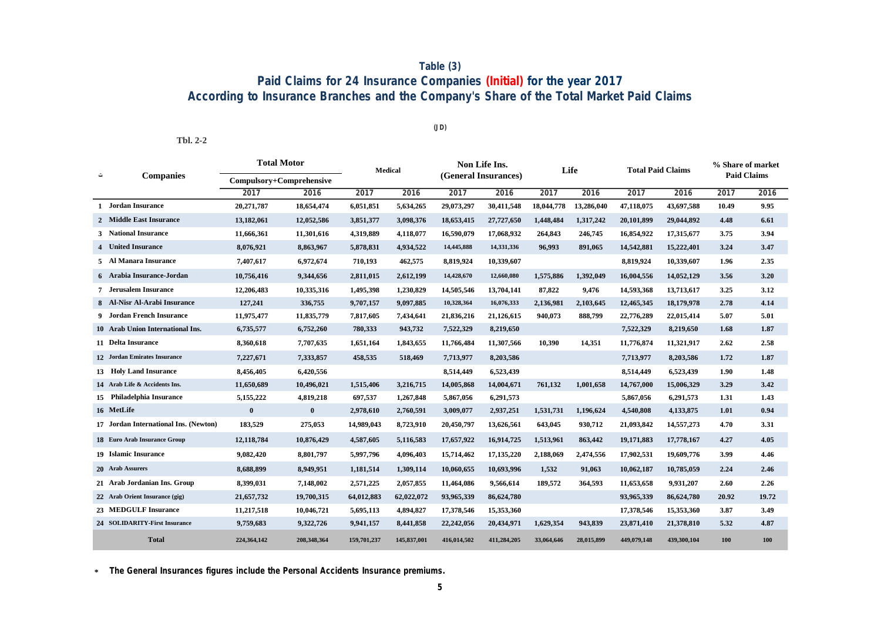## Table (3)
## Paid Claims for 24 Insurance Companies (Initial) for the year 2017
## According to Insurance Branches and the Company's Share of the Total Market Paid Claims

(JD)

Tbl. 2-2

| ت | Companies | Total Motor Compulsory+Comprehensive | | Medical | | Non Life Ins. (General Insurances) | | Life | | Total Paid Claims | | % Share of market Paid Claims | |
|---|---|---|---|---|---|---|---|---|---|---|---|---|---|
| | | 2017 | 2016 | 2017 | 2016 | 2017 | 2016 | 2017 | 2016 | 2017 | 2016 | 2017 | 2016 |
| 1 | Jordan Insurance | 20,271,787 | 18,654,474 | 6,051,851 | 5,634,265 | 29,073,297 | 30,411,548 | 18,044,778 | 13,286,040 | 47,118,075 | 43,697,588 | 10.49 | 9.95 |
| 2 | Middle East Insurance | 13,182,061 | 12,052,586 | 3,851,377 | 3,098,376 | 18,653,415 | 27,727,650 | 1,448,484 | 1,317,242 | 20,101,899 | 29,044,892 | 4.48 | 6.61 |
| 3 | National Insurance | 11,666,361 | 11,301,616 | 4,319,889 | 4,118,077 | 16,590,079 | 17,068,932 | 264,843 | 246,745 | 16,854,922 | 17,315,677 | 3.75 | 3.94 |
| 4 | United Insurance | 8,076,921 | 8,863,967 | 5,878,831 | 4,934,522 | 14,445,888 | 14,331,336 | 96,993 | 891,065 | 14,542,881 | 15,222,401 | 3.24 | 3.47 |
| 5 | Al Manara Insurance | 7,407,617 | 6,972,674 | 710,193 | 462,575 | 8,819,924 | 10,339,607 | | | 8,819,924 | 10,339,607 | 1.96 | 2.35 |
| 6 | Arabia Insurance-Jordan | 10,756,416 | 9,344,656 | 2,811,015 | 2,612,199 | 14,428,670 | 12,660,080 | 1,575,886 | 1,392,049 | 16,004,556 | 14,052,129 | 3.56 | 3.20 |
| 7 | Jerusalem Insurance | 12,206,483 | 10,335,316 | 1,495,398 | 1,230,829 | 14,505,546 | 13,704,141 | 87,822 | 9,476 | 14,593,368 | 13,713,617 | 3.25 | 3.12 |
| 8 | Al-Nisr Al-Arabi Insurance | 127,241 | 336,755 | 9,707,157 | 9,097,885 | 10,328,364 | 16,076,333 | 2,136,981 | 2,103,645 | 12,465,345 | 18,179,978 | 2.78 | 4.14 |
| 9 | Jordan French Insurance | 11,975,477 | 11,835,779 | 7,817,605 | 7,434,641 | 21,836,216 | 21,126,615 | 940,073 | 888,799 | 22,776,289 | 22,015,414 | 5.07 | 5.01 |
| 10 | Arab Union International Ins. | 6,735,577 | 6,752,260 | 780,333 | 943,732 | 7,522,329 | 8,219,650 | | | 7,522,329 | 8,219,650 | 1.68 | 1.87 |
| 11 | Delta Insurance | 8,360,618 | 7,707,635 | 1,651,164 | 1,843,655 | 11,766,484 | 11,307,566 | 10,390 | 14,351 | 11,776,874 | 11,321,917 | 2.62 | 2.58 |
| 12 | Jordan Emirates Insurance | 7,227,671 | 7,333,857 | 458,535 | 518,469 | 7,713,977 | 8,203,586 | | | 7,713,977 | 8,203,586 | 1.72 | 1.87 |
| 13 | Holy Land Insurance | 8,456,405 | 6,420,556 | | | 8,514,449 | 6,523,439 | | | 8,514,449 | 6,523,439 | 1.90 | 1.48 |
| 14 | Arab Life & Accidents Ins. | 11,650,689 | 10,496,021 | 1,515,406 | 3,216,715 | 14,005,868 | 14,004,671 | 761,132 | 1,001,658 | 14,767,000 | 15,006,329 | 3.29 | 3.42 |
| 15 | Philadelphia Insurance | 5,155,222 | 4,819,218 | 697,537 | 1,267,848 | 5,867,056 | 6,291,573 | | | 5,867,056 | 6,291,573 | 1.31 | 1.43 |
| 16 | MetLife | 0 | 0 | 2,978,610 | 2,760,591 | 3,009,077 | 2,937,251 | 1,531,731 | 1,196,624 | 4,540,808 | 4,133,875 | 1.01 | 0.94 |
| 17 | Jordan International Ins. (Newton) | 183,529 | 275,053 | 14,989,043 | 8,723,910 | 20,450,797 | 13,626,561 | 643,045 | 930,712 | 21,093,842 | 14,557,273 | 4.70 | 3.31 |
| 18 | Euro Arab Insurance Group | 12,118,784 | 10,876,429 | 4,587,605 | 5,116,583 | 17,657,922 | 16,914,725 | 1,513,961 | 863,442 | 19,171,883 | 17,778,167 | 4.27 | 4.05 |
| 19 | Islamic Insurance | 9,082,420 | 8,801,797 | 5,997,796 | 4,096,403 | 15,714,462 | 17,135,220 | 2,188,069 | 2,474,556 | 17,902,531 | 19,609,776 | 3.99 | 4.46 |
| 20 | Arab Assurers | 8,688,899 | 8,949,951 | 1,181,514 | 1,309,114 | 10,060,655 | 10,693,996 | 1,532 | 91,063 | 10,062,187 | 10,785,059 | 2.24 | 2.46 |
| 21 | Arab Jordanian Ins. Group | 8,399,031 | 7,148,002 | 2,571,225 | 2,057,855 | 11,464,086 | 9,566,614 | 189,572 | 364,593 | 11,653,658 | 9,931,207 | 2.60 | 2.26 |
| 22 | Arab Orient Insurance (gig) | 21,657,732 | 19,700,315 | 64,012,883 | 62,022,072 | 93,965,339 | 86,624,780 | | | 93,965,339 | 86,624,780 | 20.92 | 19.72 |
| 23 | MEDGULF Insurance | 11,217,518 | 10,046,721 | 5,695,113 | 4,894,827 | 17,378,546 | 15,353,360 | | | 17,378,546 | 15,353,360 | 3.87 | 3.49 |
| 24 | SOLIDARITY-First Insurance | 9,759,683 | 9,322,726 | 9,941,157 | 8,441,858 | 22,242,056 | 20,434,971 | 1,629,354 | 943,839 | 23,871,410 | 21,378,810 | 5.32 | 4.87 |
| | Total | 224,364,142 | 208,348,364 | 159,701,237 | 145,837,001 | 416,014,502 | 411,284,205 | 33,064,646 | 28,015,899 | 449,079,148 | 439,300,104 | 100 | 100 |

* The General Insurances figures include the Personal Accidents Insurance premiums.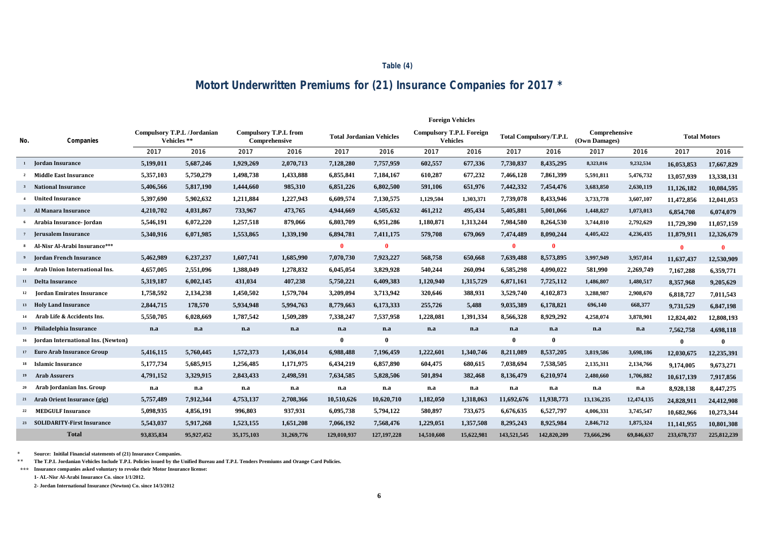**Table (4)**

## Motort Underwritten Premiums for (21) Insurance Companies for 2017 *

| No. | Companies | Compulsory T.P.L /Jordanian Vehicles ** | | Compulsory T.P.L from Comprehensive | | Total Jordanian Vehicles | | Foreign Vehicles Compulsory T.P.L Foreign Vehicles | | Total Compulsory/T.P.L | | Comprehensive (Own Damages) | | Total Motors | |
|---|---|---|---|---|---|---|---|---|---|---|---|---|---|---|---|
| | | 2017 | 2016 | 2017 | 2016 | 2017 | 2016 | 2017 | 2016 | 2017 | 2016 | 2017 | 2016 | 2017 | 2016 |
| 1 | Jordan Insurance | 5,199,011 | 5,687,246 | 1,929,269 | 2,070,713 | 7,128,280 | 7,757,959 | 602,557 | 677,336 | 7,730,837 | 8,435,295 | 8,323,016 | 9,232,534 | 16,053,853 | 17,667,829 |
| 2 | Middle East Insurance | 5,357,103 | 5,750,279 | 1,498,738 | 1,433,888 | 6,855,841 | 7,184,167 | 610,287 | 677,232 | 7,466,128 | 7,861,399 | 5,591,811 | 5,476,732 | 13,057,939 | 13,338,131 |
| 3 | National Insurance | 5,406,566 | 5,817,190 | 1,444,660 | 985,310 | 6,851,226 | 6,802,500 | 591,106 | 651,976 | 7,442,332 | 7,454,476 | 3,683,850 | 2,630,119 | 11,126,182 | 10,084,595 |
| 4 | United Insurance | 5,397,690 | 5,902,632 | 1,211,884 | 1,227,943 | 6,609,574 | 7,130,575 | 1,129,504 | 1,303,371 | 7,739,078 | 8,433,946 | 3,733,778 | 3,607,107 | 11,472,856 | 12,041,053 |
| 5 | Al Manara Insurance | 4,210,702 | 4,031,867 | 733,967 | 473,765 | 4,944,669 | 4,505,632 | 461,212 | 495,434 | 5,405,881 | 5,001,066 | 1,448,827 | 1,073,013 | 6,854,708 | 6,074,079 |
| 6 | Arabia Insurance- Jordan | 5,546,191 | 6,072,220 | 1,257,518 | 879,066 | 6,803,709 | 6,951,286 | 1,180,871 | 1,313,244 | 7,984,580 | 8,264,530 | 3,744,810 | 2,792,629 | 11,729,390 | 11,057,159 |
| 7 | Jerusalem Insurance | 5,340,916 | 6,071,985 | 1,553,865 | 1,339,190 | 6,894,781 | 7,411,175 | 579,708 | 679,069 | 7,474,489 | 8,090,244 | 4,405,422 | 4,236,435 | 11,879,911 | 12,326,679 |
| 8 | Al-Nisr Al-Arabi Insurance*** | | | | | 0 | 0 | | | 0 | 0 | | | 0 | 0 |
| 9 | Jordan French Insurance | 5,462,989 | 6,237,237 | 1,607,741 | 1,685,990 | 7,070,730 | 7,923,227 | 568,758 | 650,668 | 7,639,488 | 8,573,895 | 3,997,949 | 3,957,014 | 11,637,437 | 12,530,909 |
| 10 | Arab Union International Ins. | 4,657,005 | 2,551,096 | 1,388,049 | 1,278,832 | 6,045,054 | 3,829,928 | 540,244 | 260,094 | 6,585,298 | 4,090,022 | 581,990 | 2,269,749 | 7,167,288 | 6,359,771 |
| 11 | Delta Insurance | 5,319,187 | 6,002,145 | 431,034 | 407,238 | 5,750,221 | 6,409,383 | 1,120,940 | 1,315,729 | 6,871,161 | 7,725,112 | 1,486,807 | 1,480,517 | 8,357,968 | 9,205,629 |
| 12 | Jordan Emirates Insurance | 1,758,592 | 2,134,238 | 1,450,502 | 1,579,704 | 3,209,094 | 3,713,942 | 320,646 | 388,931 | 3,529,740 | 4,102,873 | 3,288,987 | 2,908,670 | 6,818,727 | 7,011,543 |
| 13 | Holy Land Insurance | 2,844,715 | 178,570 | 5,934,948 | 5,994,763 | 8,779,663 | 6,173,333 | 255,726 | 5,488 | 9,035,389 | 6,178,821 | 696,140 | 668,377 | 9,731,529 | 6,847,198 |
| 14 | Arab Life & Accidents Ins. | 5,550,705 | 6,028,669 | 1,787,542 | 1,509,289 | 7,338,247 | 7,537,958 | 1,228,081 | 1,391,334 | 8,566,328 | 8,929,292 | 4,258,074 | 3,878,901 | 12,824,402 | 12,808,193 |
| 15 | Philadelphia Insurance | n.a | n.a | n.a | n.a | n.a | n.a | n.a | n.a | n.a | n.a | n.a | n.a | 7,562,758 | 4,698,118 |
| 16 | Jordan International Ins. (Newton) | | | | | 0 | 0 | | | 0 | 0 | | | 0 | 0 |
| 17 | Euro Arab Insurance Group | 5,416,115 | 5,760,445 | 1,572,373 | 1,436,014 | 6,988,488 | 7,196,459 | 1,222,601 | 1,340,746 | 8,211,089 | 8,537,205 | 3,819,586 | 3,698,186 | 12,030,675 | 12,235,391 |
| 18 | Islamic Insurance | 5,177,734 | 5,685,915 | 1,256,485 | 1,171,975 | 6,434,219 | 6,857,890 | 604,475 | 680,615 | 7,038,694 | 7,538,505 | 2,135,311 | 2,134,766 | 9,174,005 | 9,673,271 |
| 19 | Arab Assurers | 4,791,152 | 3,329,915 | 2,843,433 | 2,498,591 | 7,634,585 | 5,828,506 | 501,894 | 382,468 | 8,136,479 | 6,210,974 | 2,480,660 | 1,706,882 | 10,617,139 | 7,917,856 |
| 20 | Arab Jordanian Ins. Group | n.a | n.a | n.a | n.a | n.a | n.a | n.a | n.a | n.a | n.a | n.a | n.a | 8,928,138 | 8,447,275 |
| 21 | Arab Orient Insurance (gig) | 5,757,489 | 7,912,344 | 4,753,137 | 2,708,366 | 10,510,626 | 10,620,710 | 1,182,050 | 1,318,063 | 11,692,676 | 11,938,773 | 13,136,235 | 12,474,135 | 24,828,911 | 24,412,908 |
| 22 | MEDGULF Insurance | 5,098,935 | 4,856,191 | 996,803 | 937,931 | 6,095,738 | 5,794,122 | 580,897 | 733,675 | 6,676,635 | 6,527,797 | 4,006,331 | 3,745,547 | 10,682,966 | 10,273,344 |
| 23 | SOLIDARITY-First Insurance | 5,543,037 | 5,917,268 | 1,523,155 | 1,651,208 | 7,066,192 | 7,568,476 | 1,229,051 | 1,357,508 | 8,295,243 | 8,925,984 | 2,846,712 | 1,875,324 | 11,141,955 | 10,801,308 |
| | **Total** | 93,835,834 | 95,927,452 | 35,175,103 | 31,269,776 | 129,010,937 | 127,197,228 | 14,510,608 | 15,622,981 | 143,521,545 | 142,820,209 | 73,666,296 | 69,846,637 | 233,678,737 | 225,812,239 |

\* Source: Initilal Financial statements of (21) Insurance Companies.

\** The T.P.L Jordanian Vehicles Include T.P.L Policies issued by the Unified Bureau and T.P.L Tenders Premiums and Orange Card Policies.

\*** Insurance companies asked voluntary to revoke their Motor Insurance license:

1- AL-Nisr Al-Arabi Insurance Co. since 1/1/2012.

2- Jordan International Insurance (Newton) Co. since 14/3/2012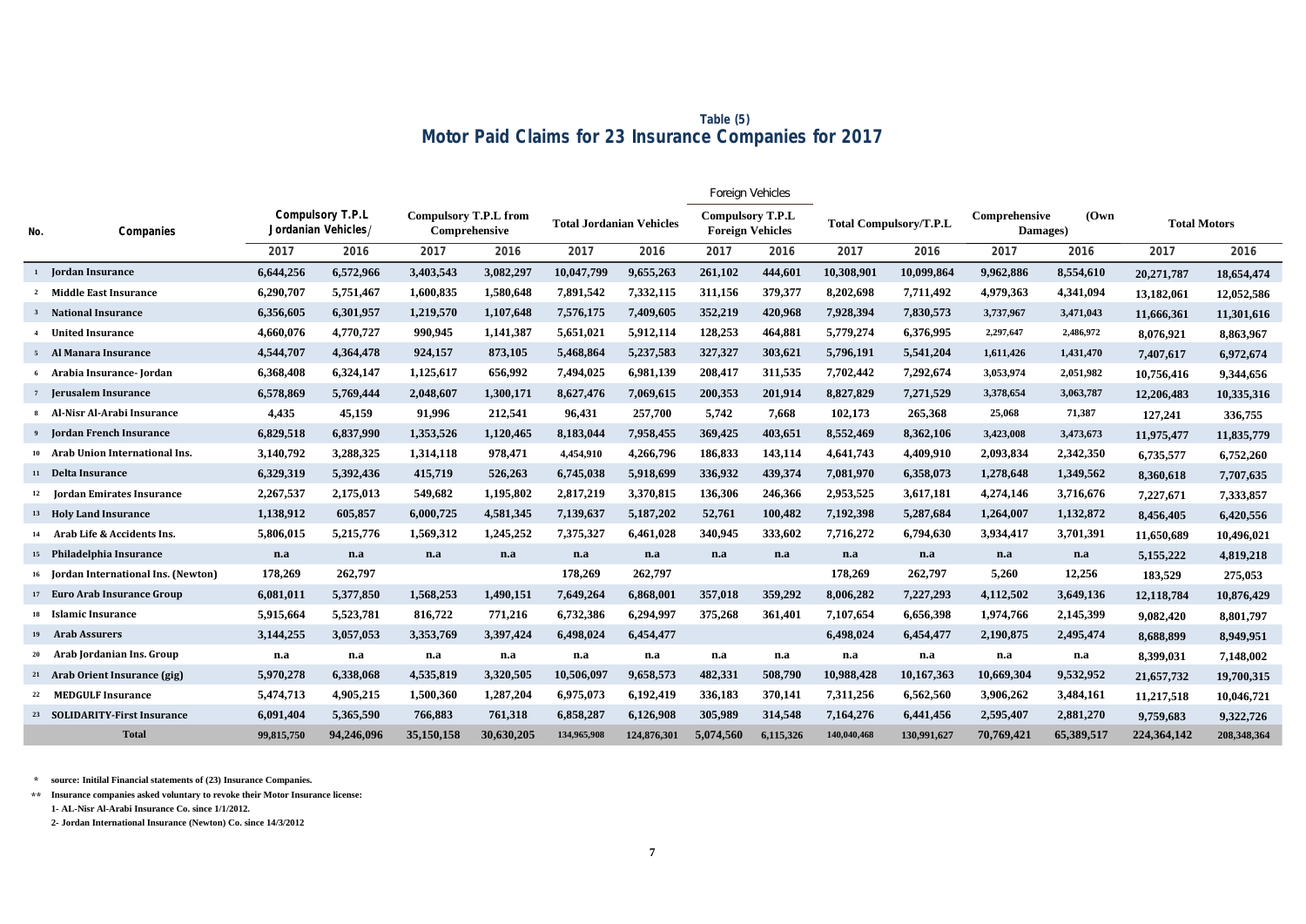**Table (5)**

# Motor Paid Claims for 23 Insurance Companies for 2017

| No. | Companies | Compulsory T.P.L Jordanian Vehicles/ | | Compulsory T.P.L from Comprehensive | | Total Jordanian Vehicles | | Foreign Vehicles Compulsory T.P.L Foreign Vehicles | | Total Compulsory/T.P.L | | Comprehensive (Own Damages) | | Total Motors | |
|---|---|---|---|---|---|---|---|---|---|---|---|---|---|---|---|
| | | 2017 | 2016 | 2017 | 2016 | 2017 | 2016 | 2017 | 2016 | 2017 | 2016 | 2017 | 2016 | 2017 | 2016 |
| 1 | Jordan Insurance | 6,644,256 | 6,572,966 | 3,403,543 | 3,082,297 | 10,047,799 | 9,655,263 | 261,102 | 444,601 | 10,308,901 | 10,099,864 | 9,962,886 | 8,554,610 | 20,271,787 | 18,654,474 |
| 2 | Middle East Insurance | 6,290,707 | 5,751,467 | 1,600,835 | 1,580,648 | 7,891,542 | 7,332,115 | 311,156 | 379,377 | 8,202,698 | 7,711,492 | 4,979,363 | 4,341,094 | 13,182,061 | 12,052,586 |
| 3 | National Insurance | 6,356,605 | 6,301,957 | 1,219,570 | 1,107,648 | 7,576,175 | 7,409,605 | 352,219 | 420,968 | 7,928,394 | 7,830,573 | 3,737,967 | 3,471,043 | 11,666,361 | 11,301,616 |
| 4 | United Insurance | 4,660,076 | 4,770,727 | 990,945 | 1,141,387 | 5,651,021 | 5,912,114 | 128,253 | 464,881 | 5,779,274 | 6,376,995 | 2,297,647 | 2,486,972 | 8,076,921 | 8,863,967 |
| 5 | Al Manara Insurance | 4,544,707 | 4,364,478 | 924,157 | 873,105 | 5,468,864 | 5,237,583 | 327,327 | 303,621 | 5,796,191 | 5,541,204 | 1,611,426 | 1,431,470 | 7,407,617 | 6,972,674 |
| 6 | Arabia Insurance- Jordan | 6,368,408 | 6,324,147 | 1,125,617 | 656,992 | 7,494,025 | 6,981,139 | 208,417 | 311,535 | 7,702,442 | 7,292,674 | 3,053,974 | 2,051,982 | 10,756,416 | 9,344,656 |
| 7 | Jerusalem Insurance | 6,578,869 | 5,769,444 | 2,048,607 | 1,300,171 | 8,627,476 | 7,069,615 | 200,353 | 201,914 | 8,827,829 | 7,271,529 | 3,378,654 | 3,063,787 | 12,206,483 | 10,335,316 |
| 8 | Al-Nisr Al-Arabi Insurance | 4,435 | 45,159 | 91,996 | 212,541 | 96,431 | 257,700 | 5,742 | 7,668 | 102,173 | 265,368 | 25,068 | 71,387 | 127,241 | 336,755 |
| 9 | Jordan French Insurance | 6,829,518 | 6,837,990 | 1,353,526 | 1,120,465 | 8,183,044 | 7,958,455 | 369,425 | 403,651 | 8,552,469 | 8,362,106 | 3,423,008 | 3,473,673 | 11,975,477 | 11,835,779 |
| 10 | Arab Union International Ins. | 3,140,792 | 3,288,325 | 1,314,118 | 978,471 | 4,454,910 | 4,266,796 | 186,833 | 143,114 | 4,641,743 | 4,409,910 | 2,093,834 | 2,342,350 | 6,735,577 | 6,752,260 |
| 11 | Delta Insurance | 6,329,319 | 5,392,436 | 415,719 | 526,263 | 6,745,038 | 5,918,699 | 336,932 | 439,374 | 7,081,970 | 6,358,073 | 1,278,648 | 1,349,562 | 8,360,618 | 7,707,635 |
| 12 | Jordan Emirates Insurance | 2,267,537 | 2,175,013 | 549,682 | 1,195,802 | 2,817,219 | 3,370,815 | 136,306 | 246,366 | 2,953,525 | 3,617,181 | 4,274,146 | 3,716,676 | 7,227,671 | 7,333,857 |
| 13 | Holy Land Insurance | 1,138,912 | 605,857 | 6,000,725 | 4,581,345 | 7,139,637 | 5,187,202 | 52,761 | 100,482 | 7,192,398 | 5,287,684 | 1,264,007 | 1,132,872 | 8,456,405 | 6,420,556 |
| 14 | Arab Life & Accidents Ins. | 5,806,015 | 5,215,776 | 1,569,312 | 1,245,252 | 7,375,327 | 6,461,028 | 340,945 | 333,602 | 7,716,272 | 6,794,630 | 3,934,417 | 3,701,391 | 11,650,689 | 10,496,021 |
| 15 | Philadelphia Insurance | n.a | n.a | n.a | n.a | n.a | n.a | n.a | n.a | n.a | n.a | n.a | n.a | 5,155,222 | 4,819,218 |
| 16 | Jordan International Ins. (Newton) | 178,269 | 262,797 | | | 178,269 | 262,797 | | | 178,269 | 262,797 | 5,260 | 12,256 | 183,529 | 275,053 |
| 17 | Euro Arab Insurance Group | 6,081,011 | 5,377,850 | 1,568,253 | 1,490,151 | 7,649,264 | 6,868,001 | 357,018 | 359,292 | 8,006,282 | 7,227,293 | 4,112,502 | 3,649,136 | 12,118,784 | 10,876,429 |
| 18 | Islamic Insurance | 5,915,664 | 5,523,781 | 816,722 | 771,216 | 6,732,386 | 6,294,997 | 375,268 | 361,401 | 7,107,654 | 6,656,398 | 1,974,766 | 2,145,399 | 9,082,420 | 8,801,797 |
| 19 | Arab Assurers | 3,144,255 | 3,057,053 | 3,353,769 | 3,397,424 | 6,498,024 | 6,454,477 | | | 6,498,024 | 6,454,477 | 2,190,875 | 2,495,474 | 8,688,899 | 8,949,951 |
| 20 | Arab Jordanian Ins. Group | n.a | n.a | n.a | n.a | n.a | n.a | n.a | n.a | n.a | n.a | n.a | n.a | 8,399,031 | 7,148,002 |
| 21 | Arab Orient Insurance (gig) | 5,970,278 | 6,338,068 | 4,535,819 | 3,320,505 | 10,506,097 | 9,658,573 | 482,331 | 508,790 | 10,988,428 | 10,167,363 | 10,669,304 | 9,532,952 | 21,657,732 | 19,700,315 |
| 22 | MEDGULF Insurance | 5,474,713 | 4,905,215 | 1,500,360 | 1,287,204 | 6,975,073 | 6,192,419 | 336,183 | 370,141 | 7,311,256 | 6,562,560 | 3,906,262 | 3,484,161 | 11,217,518 | 10,046,721 |
| 23 | SOLIDARITY-First Insurance | 6,091,404 | 5,365,590 | 766,883 | 761,318 | 6,858,287 | 6,126,908 | 305,989 | 314,548 | 7,164,276 | 6,441,456 | 2,595,407 | 2,881,270 | 9,759,683 | 9,322,726 |
| | **Total** | 99,815,750 | 94,246,096 | 35,150,158 | 30,630,205 | 134,965,908 | 124,876,301 | 5,074,560 | 6,115,326 | 140,040,468 | 130,991,627 | 70,769,421 | 65,389,517 | 224,364,142 | 208,348,364 |

\* source: Initilal Financial statements of (23) Insurance Companies.

\*\* Insurance companies asked voluntary to revoke their Motor Insurance license:

1- AL-Nisr Al-Arabi Insurance Co. since 1/1/2012.

2- Jordan International Insurance (Newton) Co. since 14/3/2012